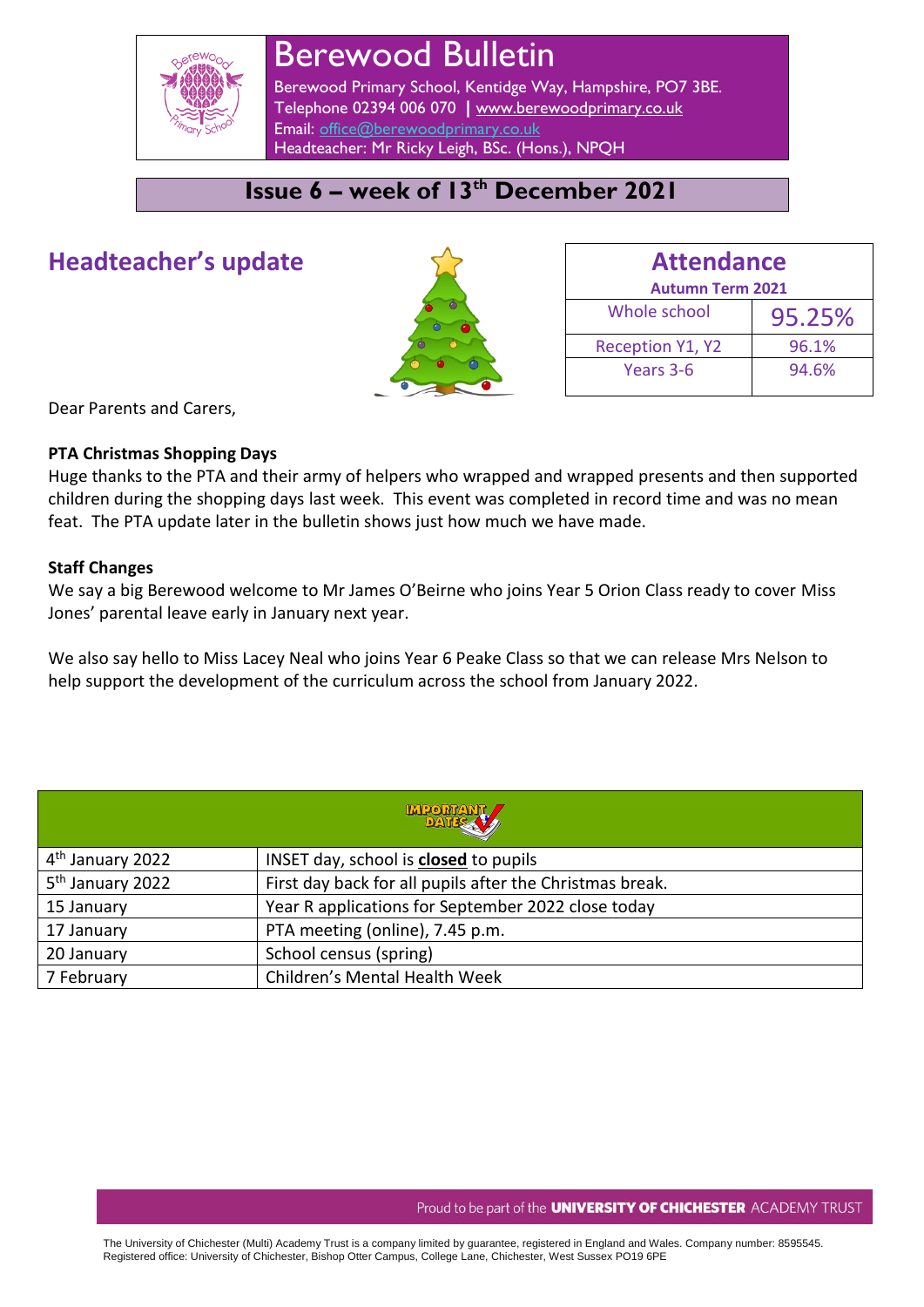# Berewood Bulletin

Berewood Primary School, Kentidge Way, Hampshire, PO7 3BE.
Telephone 02394 006 070 | www.berewoodprimary.co.uk
Email: office@berewoodprimary.co.uk
Headteacher: Mr Ricky Leigh, BSc. (Hons.), NPQH

## Issue 6 – week of 13th December 2021

## Headteacher's update

| Attendance Autumn Term 2021 | |
|---|---|
| Whole school | 95.25% |
| Reception Y1, Y2 | 96.1% |
| Years 3-6 | 94.6% |

Dear Parents and Carers,

**PTA Christmas Shopping Days**

Huge thanks to the PTA and their army of helpers who wrapped and wrapped presents and then supported children during the shopping days last week. This event was completed in record time and was no mean feat. The PTA update later in the bulletin shows just how much we have made.

**Staff Changes**

We say a big Berewood welcome to Mr James O'Beirne who joins Year 5 Orion Class ready to cover Miss Jones' parental leave early in January next year.

We also say hello to Miss Lacey Neal who joins Year 6 Peake Class so that we can release Mrs Nelson to help support the development of the curriculum across the school from January 2022.

| IMPORTANT DATES | |
|---|---|
| 4th January 2022 | INSET day, school is **closed** to pupils |
| 5th January 2022 | First day back for all pupils after the Christmas break. |
| 15 January | Year R applications for September 2022 close today |
| 17 January | PTA meeting (online), 7.45 p.m. |
| 20 January | School census (spring) |
| 7 February | Children's Mental Health Week |

Proud to be part of the **UNIVERSITY OF CHICHESTER** ACADEMY TRUST

The University of Chichester (Multi) Academy Trust is a company limited by guarantee, registered in England and Wales. Company number: 8595545.
Registered office: University of Chichester, Bishop Otter Campus, College Lane, Chichester, West Sussex PO19 6PE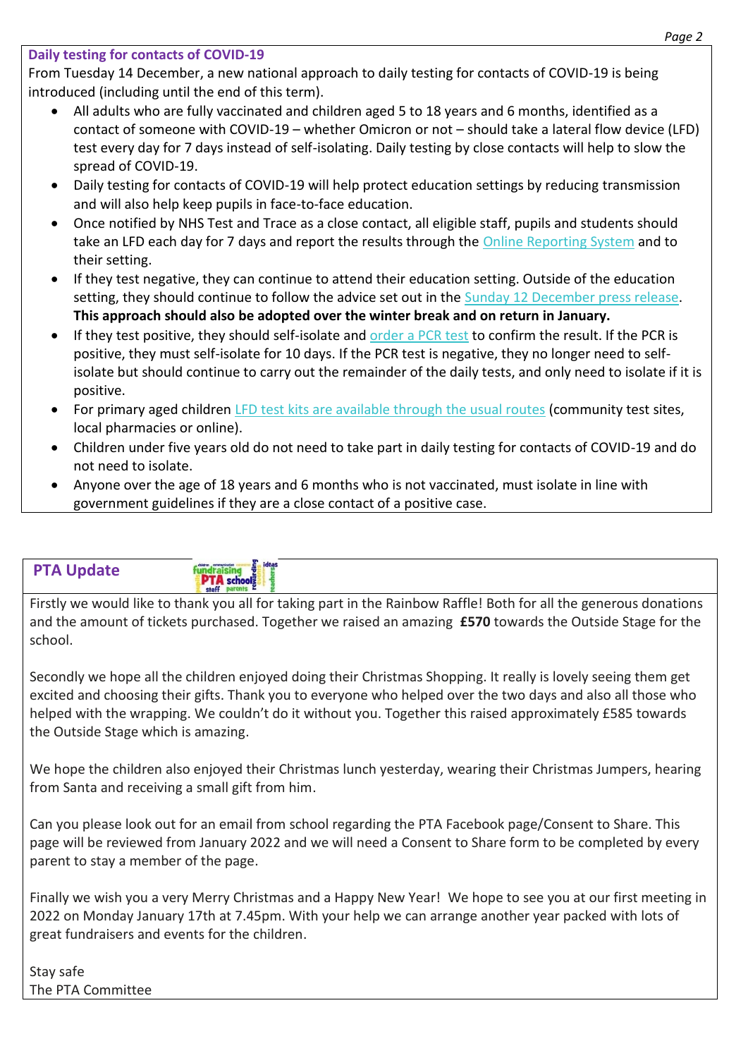## Daily testing for contacts of COVID-19

From Tuesday 14 December, a new national approach to daily testing for contacts of COVID-19 is being introduced (including until the end of this term).

- All adults who are fully vaccinated and children aged 5 to 18 years and 6 months, identified as a contact of someone with COVID-19 – whether Omicron or not – should take a lateral flow device (LFD) test every day for 7 days instead of self-isolating. Daily testing by close contacts will help to slow the spread of COVID-19.
- Daily testing for contacts of COVID-19 will help protect education settings by reducing transmission and will also help keep pupils in face-to-face education.
- Once notified by NHS Test and Trace as a close contact, all eligible staff, pupils and students should take an LFD each day for 7 days and report the results through the Online Reporting System and to their setting.
- If they test negative, they can continue to attend their education setting. Outside of the education setting, they should continue to follow the advice set out in the Sunday 12 December press release. **This approach should also be adopted over the winter break and on return in January.**
- If they test positive, they should self-isolate and order a PCR test to confirm the result. If the PCR is positive, they must self-isolate for 10 days. If the PCR test is negative, they no longer need to self-isolate but should continue to carry out the remainder of the daily tests, and only need to isolate if it is positive.
- For primary aged children LFD test kits are available through the usual routes (community test sites, local pharmacies or online).
- Children under five years old do not need to take part in daily testing for contacts of COVID-19 and do not need to isolate.
- Anyone over the age of 18 years and 6 months who is not vaccinated, must isolate in line with government guidelines if they are a close contact of a positive case.

## PTA Update

Firstly we would like to thank you all for taking part in the Rainbow Raffle! Both for all the generous donations and the amount of tickets purchased. Together we raised an amazing **£570** towards the Outside Stage for the school.

Secondly we hope all the children enjoyed doing their Christmas Shopping. It really is lovely seeing them get excited and choosing their gifts. Thank you to everyone who helped over the two days and also all those who helped with the wrapping. We couldn't do it without you. Together this raised approximately £585 towards the Outside Stage which is amazing.

We hope the children also enjoyed their Christmas lunch yesterday, wearing their Christmas Jumpers, hearing from Santa and receiving a small gift from him.

Can you please look out for an email from school regarding the PTA Facebook page/Consent to Share. This page will be reviewed from January 2022 and we will need a Consent to Share form to be completed by every parent to stay a member of the page.

Finally we wish you a very Merry Christmas and a Happy New Year! We hope to see you at our first meeting in 2022 on Monday January 17th at 7.45pm. With your help we can arrange another year packed with lots of great fundraisers and events for the children.

Stay safe
The PTA Committee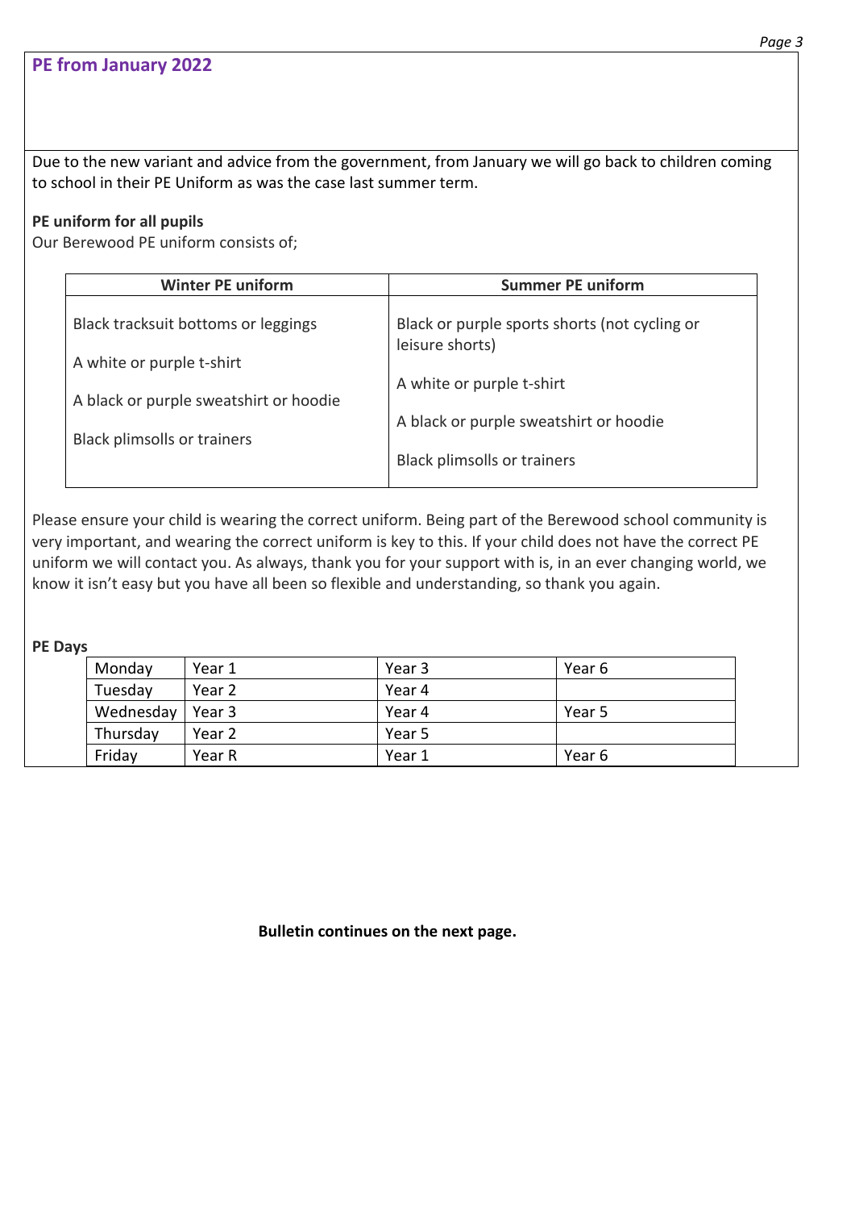## PE from January 2022

Due to the new variant and advice from the government, from January we will go back to children coming to school in their PE Uniform as was the case last summer term.

**PE uniform for all pupils**

Our Berewood PE uniform consists of;

| Winter PE uniform | Summer PE uniform |
| --- | --- |
| Black tracksuit bottoms or leggings<br><br>A white or purple t-shirt<br><br>A black or purple sweatshirt or hoodie<br><br>Black plimsolls or trainers | Black or purple sports shorts (not cycling or leisure shorts)<br><br>A white or purple t-shirt<br><br>A black or purple sweatshirt or hoodie<br><br>Black plimsolls or trainers |

Please ensure your child is wearing the correct uniform. Being part of the Berewood school community is very important, and wearing the correct uniform is key to this. If your child does not have the correct PE uniform we will contact you. As always, thank you for your support with is, in an ever changing world, we know it isn't easy but you have all been so flexible and understanding, so thank you again.

**PE Days**

| | | | |
| --- | --- | --- | --- |
| Monday | Year 1 | Year 3 | Year 6 |
| Tuesday | Year 2 | Year 4 | |
| Wednesday | Year 3 | Year 4 | Year 5 |
| Thursday | Year 2 | Year 5 | |
| Friday | Year R | Year 1 | Year 6 |

**Bulletin continues on the next page.**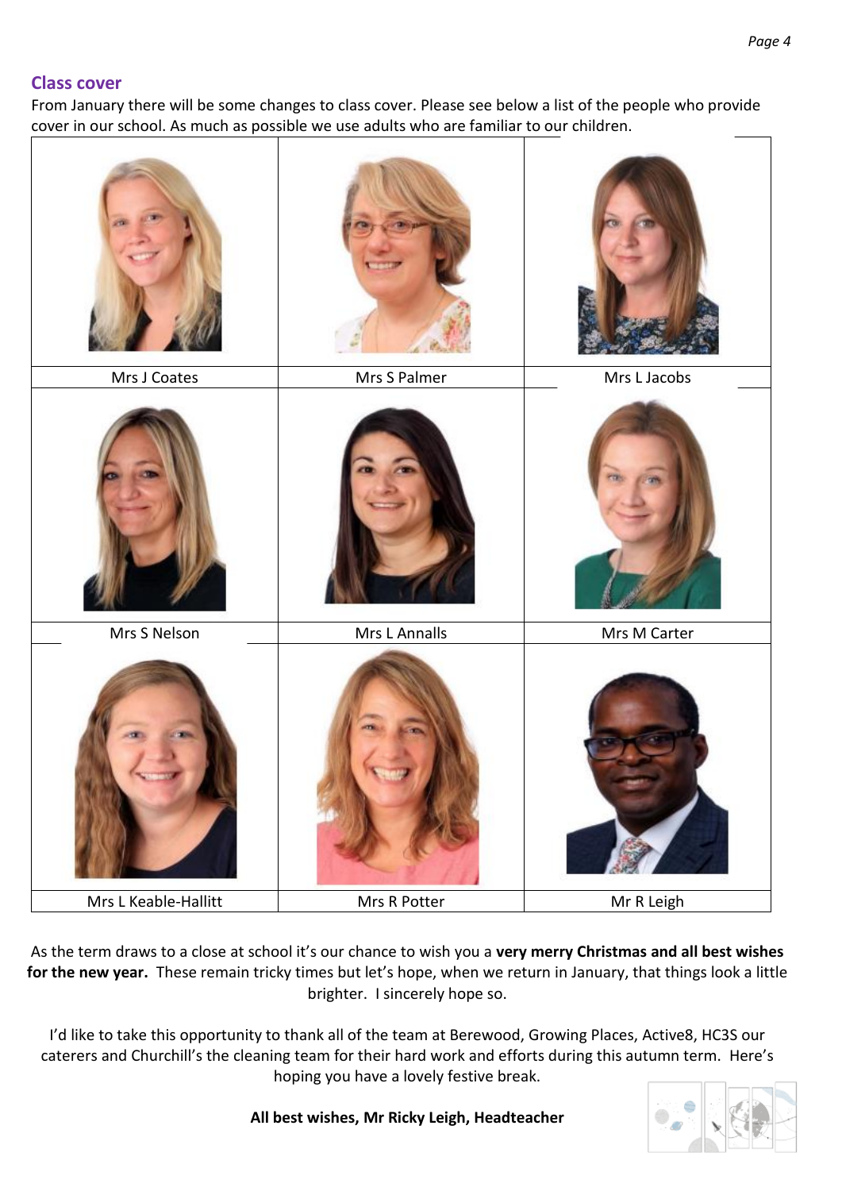## Class cover

From January there will be some changes to class cover. Please see below a list of the people who provide cover in our school. As much as possible we use adults who are familiar to our children.

| | | |
|---|---|---|
| Mrs J Coates | Mrs S Palmer | Mrs L Jacobs |
| Mrs S Nelson | Mrs L Annalls | Mrs M Carter |
| Mrs L Keable-Hallitt | Mrs R Potter | Mr R Leigh |

As the term draws to a close at school it's our chance to wish you a **very merry Christmas and all best wishes for the new year.** These remain tricky times but let's hope, when we return in January, that things look a little brighter. I sincerely hope so.

I'd like to take this opportunity to thank all of the team at Berewood, Growing Places, Active8, HC3S our caterers and Churchill's the cleaning team for their hard work and efforts during this autumn term. Here's hoping you have a lovely festive break.

**All best wishes, Mr Ricky Leigh, Headteacher**